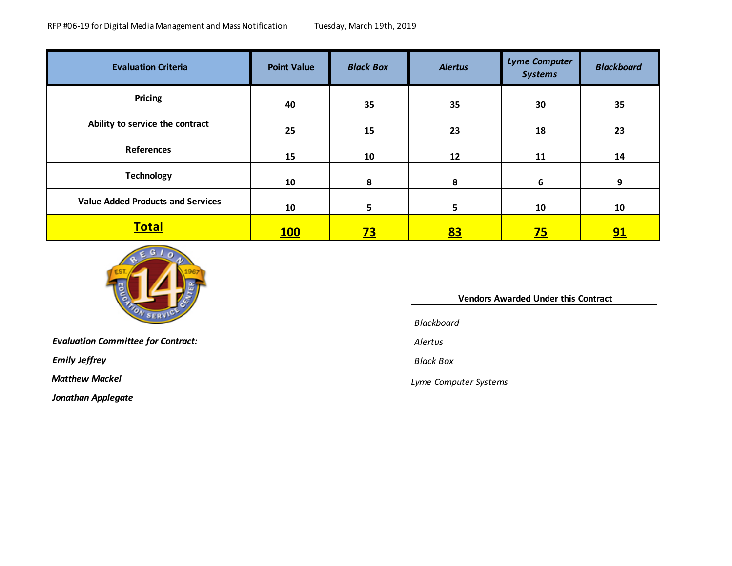RFP #06-19 for Digital Media Management and Mass Notification    Tuesday, March 19th, 2019

| Evaluation Criteria | Point Value | *Black Box* | *Alertus* | *Lyme Computer Systems* | *Blackboard* |
|---|---|---|---|---|---|
| Pricing | 40 | 35 | 35 | 30 | 35 |
| Ability to service the contract | 25 | 15 | 23 | 18 | 23 |
| References | 15 | 10 | 12 | 11 | 14 |
| Technology | 10 | 8 | 8 | 6 | 9 |
| Value Added Products and Services | 10 | 5 | 5 | 10 | 10 |
| **Total** | **100** | **73** | **83** | **75** | **91** |

***Evaluation Committee for Contract:***

***Emily Jeffrey***

***Matthew Mackel***

***Jonathan Applegate***

**Vendors Awarded Under this Contract**

*Blackboard*

*Alertus*

*Black Box*

*Lyme Computer Systems*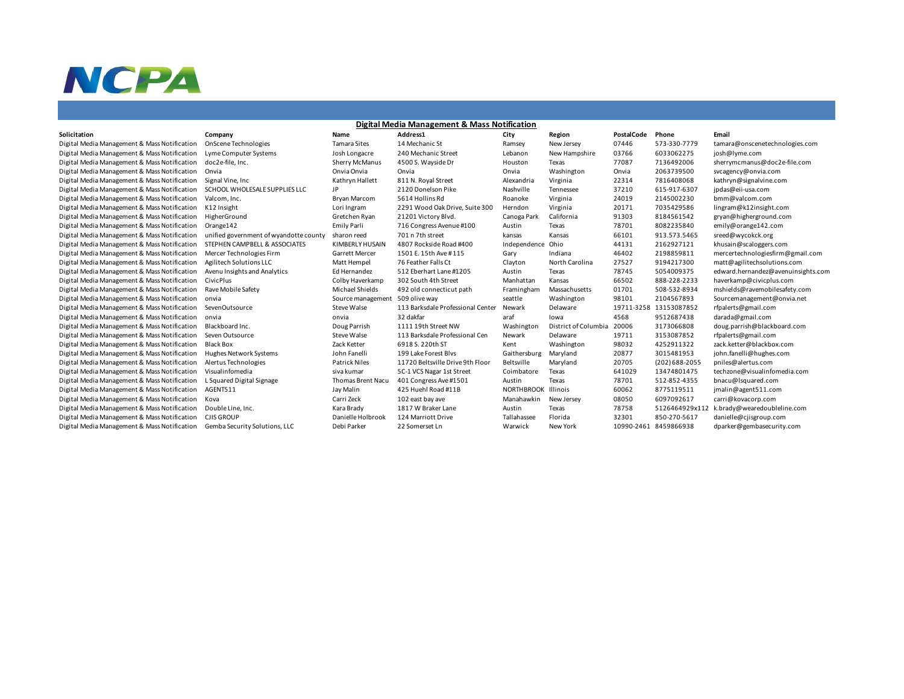NCPA

**Digital Media Management & Mass Notification**

| Solicitation | Company | Name | Address1 | City | Region | PostalCode | Phone | Email |
|---|---|---|---|---|---|---|---|---|
| Digital Media Management & Mass Notification | OnScene Technologies | Tamara Sites | 14 Mechanic St | Ramsey | New Jersey | 07446 | 573-330-7779 | tamara@onscenetechnologies.com |
| Digital Media Management & Mass Notification | Lyme Computer Systems | Josh Longacre | 240 Mechanic Street | Lebanon | New Hampshire | 03766 | 6033062275 | josh@lyme.com |
| Digital Media Management & Mass Notification | doc2e-file, Inc. | Sherry McManus | 4500 S. Wayside Dr | Houston | Texas | 77087 | 7136492006 | sherrymcmanus@doc2e-file.com |
| Digital Media Management & Mass Notification | Onvia | Onvia Onvia | Onvia | Onvia | Washington | Onvia | 2063739500 | svcagency@onvia.com |
| Digital Media Management & Mass Notification | Signal Vine, Inc | Kathryn Hallett | 811 N. Royal Street | Alexandria | Virginia | 22314 | 7816408068 | kathryn@signalvine.com |
| Digital Media Management & Mass Notification | SCHOOL WHOLESALE SUPPLIES LLC | JP | 2120 Donelson Pike | Nashville | Tennessee | 37210 | 615-917-6307 | jpdas@eii-usa.com |
| Digital Media Management & Mass Notification | Valcom, Inc. | Bryan Marcom | 5614 Hollins Rd | Roanoke | Virginia | 24019 | 2145002230 | bmm@valcom.com |
| Digital Media Management & Mass Notification | K12 Insight | Lori Ingram | 2291 Wood Oak Drive, Suite 300 | Herndon | Virginia | 20171 | 7035429586 | lingram@k12insight.com |
| Digital Media Management & Mass Notification | HigherGround | Gretchen Ryan | 21201 Victory Blvd. | Canoga Park | California | 91303 | 8184561542 | gryan@higherground.com |
| Digital Media Management & Mass Notification | Orange142 | Emily Parli | 716 Congress Avenue #100 | Austin | Texas | 78701 | 8082235840 | emily@orange142.com |
| Digital Media Management & Mass Notification | unified government of wyandotte county | sharon reed | 701 n 7th street | kansas | Kansas | 66101 | 913.573.5465 | sreed@wycokck.org |
| Digital Media Management & Mass Notification | STEPHEN CAMPBELL & ASSOCIATES | KIMBERLY HUSAIN | 4807 Rockside Road #400 | Independence | Ohio | 44131 | 2162927121 | khusain@scaloggers.com |
| Digital Media Management & Mass Notification | Mercer Technologies Firm | Garrett Mercer | 1501 E. 15th Ave #115 | Gary | Indiana | 46402 | 2198859811 | mercertechnologiesfirm@gmail.com |
| Digital Media Management & Mass Notification | Agilitech Solutions LLC | Matt Hempel | 76 Feather Falls Ct | Clayton | North Carolina | 27527 | 9194217300 | matt@agilitechsolutions.com |
| Digital Media Management & Mass Notification | Avenu Insights and Analytics | Ed Hernandez | 512 Eberhart Lane #1205 | Austin | Texas | 78745 | 5054009375 | edward.hernandez@avenuinsights.com |
| Digital Media Management & Mass Notification | CivicPlus | Colby Haverkamp | 302 South 4th Street | Manhattan | Kansas | 66502 | 888-228-2233 | haverkamp@civicplus.com |
| Digital Media Management & Mass Notification | Rave Mobile Safety | Michael Shields | 492 old connecticut path | Framingham | Massachusetts | 01701 | 508-532-8934 | mshields@ravemobilesafety.com |
| Digital Media Management & Mass Notification | onvia | Source management | 509 olive way | seattle | Washington | 98101 | 2104567893 | Sourcemanagement@onvia.net |
| Digital Media Management & Mass Notification | SevenOutsource | Steve Walse | 113 Barksdale Professional Center | Newark | Delaware | 19711-3258 | 13153087852 | rfpalerts@gmail.com |
| Digital Media Management & Mass Notification | onvia | onvia | 32 dakfar | araf | Iowa | 4568 | 9512687438 | darada@gmail.com |
| Digital Media Management & Mass Notification | Blackboard Inc. | Doug Parrish | 1111 19th Street NW | Washington | District of Columbia | 20006 | 3173066808 | doug.parrish@blackboard.com |
| Digital Media Management & Mass Notification | Seven Outsource | Steve Walse | 113 Barksdale Professional Cen | Newark | Delaware | 19711 | 3153087852 | rfpalerts@gmail.com |
| Digital Media Management & Mass Notification | Black Box | Zack Ketter | 6918 S. 220th ST | Kent | Washington | 98032 | 4252911322 | zack.ketter@blackbox.com |
| Digital Media Management & Mass Notification | Hughes Network Systems | John Fanelli | 199 Lake Forest Blvs | Gaithersburg | Maryland | 20877 | 3015481953 | john.fanelli@hughes.com |
| Digital Media Management & Mass Notification | Alertus Technologies | Patrick Niles | 11720 Beltsville Drive 9th Floor | Beltsville | Maryland | 20705 | (202) 688-2055 | pniles@alertus.com |
| Digital Media Management & Mass Notification | Visualinfomedia | siva kumar | 5C-1 VCS Nagar 1st Street | Coimbatore | Texas | 641029 | 13474801475 | techzone@visualinfomedia.com |
| Digital Media Management & Mass Notification | L Squared Digital Signage | Thomas Brent Nacu | 401 Congress Ave #1501 | Austin | Texas | 78701 | 512-852-4355 | bnacu@lsquared.com |
| Digital Media Management & Mass Notification | AGENT511 | Jay Malin | 425 Huehl Road #11B | NORTHBROOK | Illinois | 60062 | 8775119511 | jmalin@agent511.com |
| Digital Media Management & Mass Notification | Kova | Carri Zeck | 102 east bay ave | Manahawkin | New Jersey | 08050 | 6097092617 | carri@kovacorp.com |
| Digital Media Management & Mass Notification | Double Line, Inc. | Kara Brady | 1817 W Braker Lane | Austin | Texas | 78758 | 5126464929x112 | k.brady@wearedoubleline.com |
| Digital Media Management & Mass Notification | CJIS GROUP | Danielle Holbrook | 124 Marriott Drive | Tallahassee | Florida | 32301 | 850-270-5617 | danielle@cjisgroup.com |
| Digital Media Management & Mass Notification | Gemba Security Solutions, LLC | Debi Parker | 22 Somerset Ln | Warwick | New York | 10990-2461 | 8459866938 | dparker@gembasecurity.com |